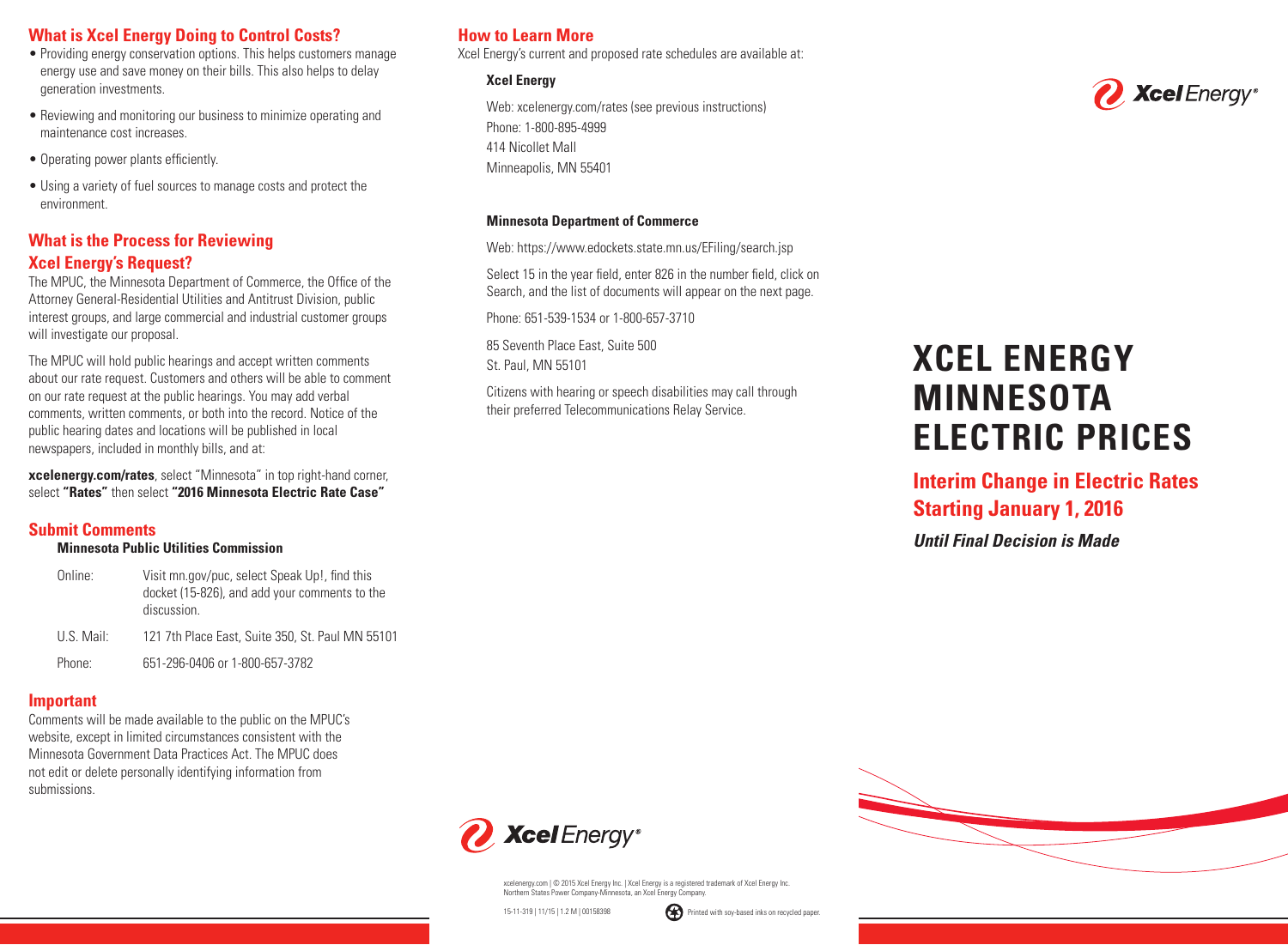## What is Xcel Energy Doing to Control Costs?

- Providing energy conservation options. This helps customers manage energy use and save money on their bills. This also helps to delay generation investments.
- Reviewing and monitoring our business to minimize operating and maintenance cost increases.
- Operating power plants efficiently.
- Using a variety of fuel sources to manage costs and protect the environment.

## What is the Process for Reviewing Xcel Energy's Request?

The MPUC, the Minnesota Department of Commerce, the Office of the Attorney General-Residential Utilities and Antitrust Division, public interest groups, and large commercial and industrial customer groups will investigate our proposal.

The MPUC will hold public hearings and accept written comments about our rate request. Customers and others will be able to comment on our rate request at the public hearings. You may add verbal comments, written comments, or both into the record. Notice of the public hearing dates and locations will be published in local newspapers, included in monthly bills, and at:

**xcelenergy.com/rates**, select "Minnesota" in top right-hand corner, select **"Rates"** then select **"2016 Minnesota Electric Rate Case"**

## Submit Comments

**Minnesota Public Utilities Commission**

| | |
|---|---|
| Online: | Visit mn.gov/puc, select Speak Up!, find this docket (15-826), and add your comments to the discussion. |
| U.S. Mail: | 121 7th Place East, Suite 350, St. Paul MN 55101 |
| Phone: | 651-296-0406 or 1-800-657-3782 |

## Important

Comments will be made available to the public on the MPUC's website, except in limited circumstances consistent with the Minnesota Government Data Practices Act. The MPUC does not edit or delete personally identifying information from submissions.

## How to Learn More

Xcel Energy's current and proposed rate schedules are available at:

**Xcel Energy**

Web: xcelenergy.com/rates (see previous instructions)
Phone: 1-800-895-4999
414 Nicollet Mall
Minneapolis, MN 55401

**Minnesota Department of Commerce**

Web: https://www.edockets.state.mn.us/EFiling/search.jsp

Select 15 in the year field, enter 826 in the number field, click on Search, and the list of documents will appear on the next page.

Phone: 651-539-1534 or 1-800-657-3710

85 Seventh Place East, Suite 500
St. Paul, MN 55101

Citizens with hearing or speech disabilities may call through their preferred Telecommunications Relay Service.

Xcel Energy

xcelenergy.com | © 2015 Xcel Energy Inc. | Xcel Energy is a registered trademark of Xcel Energy Inc. Northern States Power Company-Minnesota, an Xcel Energy Company.

15-11-319 | 11/15 | 1.2 M | 00158398

Printed with soy-based inks on recycled paper.

Xcel Energy

# XCEL ENERGY MINNESOTA ELECTRIC PRICES

## Interim Change in Electric Rates Starting January 1, 2016

***Until Final Decision is Made***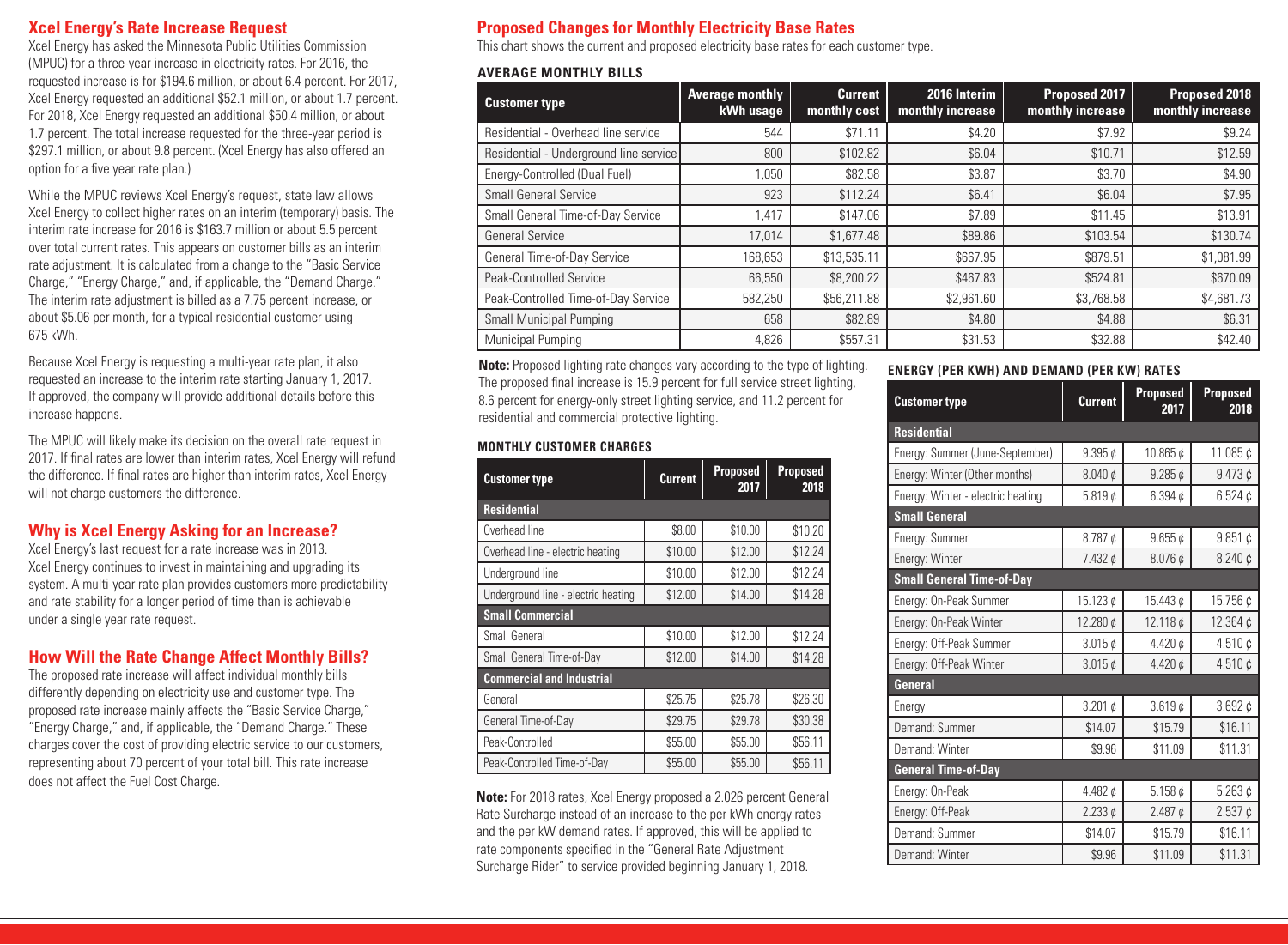## Xcel Energy's Rate Increase Request

Xcel Energy has asked the Minnesota Public Utilities Commission (MPUC) for a three-year increase in electricity rates. For 2016, the requested increase is for $194.6 million, or about 6.4 percent. For 2017, Xcel Energy requested an additional $52.1 million, or about 1.7 percent. For 2018, Xcel Energy requested an additional $50.4 million, or about 1.7 percent. The total increase requested for the three-year period is $297.1 million, or about 9.8 percent. (Xcel Energy has also offered an option for a five year rate plan.)

While the MPUC reviews Xcel Energy's request, state law allows Xcel Energy to collect higher rates on an interim (temporary) basis. The interim rate increase for 2016 is $163.7 million or about 5.5 percent over total current rates. This appears on customer bills as an interim rate adjustment. It is calculated from a change to the "Basic Service Charge," "Energy Charge," and, if applicable, the "Demand Charge." The interim rate adjustment is billed as a 7.75 percent increase, or about $5.06 per month, for a typical residential customer using 675 kWh.

Because Xcel Energy is requesting a multi-year rate plan, it also requested an increase to the interim rate starting January 1, 2017. If approved, the company will provide additional details before this increase happens.

The MPUC will likely make its decision on the overall rate request in 2017. If final rates are lower than interim rates, Xcel Energy will refund the difference. If final rates are higher than interim rates, Xcel Energy will not charge customers the difference.

## Why is Xcel Energy Asking for an Increase?

Xcel Energy's last request for a rate increase was in 2013. Xcel Energy continues to invest in maintaining and upgrading its system. A multi-year rate plan provides customers more predictability and rate stability for a longer period of time than is achievable under a single year rate request.

## How Will the Rate Change Affect Monthly Bills?

The proposed rate increase will affect individual monthly bills differently depending on electricity use and customer type. The proposed rate increase mainly affects the "Basic Service Charge," "Energy Charge," and, if applicable, the "Demand Charge." These charges cover the cost of providing electric service to our customers, representing about 70 percent of your total bill. This rate increase does not affect the Fuel Cost Charge.

## Proposed Changes for Monthly Electricity Base Rates

This chart shows the current and proposed electricity base rates for each customer type.

### AVERAGE MONTHLY BILLS

| Customer type | Average monthly kWh usage | Current monthly cost | 2016 Interim monthly increase | Proposed 2017 monthly increase | Proposed 2018 monthly increase |
|---|---|---|---|---|---|
| Residential - Overhead line service | 544 | $71.11 | $4.20 | $7.92 | $9.24 |
| Residential - Underground line service | 800 | $102.82 | $6.04 | $10.71 | $12.59 |
| Energy-Controlled (Dual Fuel) | 1,050 | $82.58 | $3.87 | $3.70 | $4.90 |
| Small General Service | 923 | $112.24 | $6.41 | $6.04 | $7.95 |
| Small General Time-of-Day Service | 1,417 | $147.06 | $7.89 | $11.45 | $13.91 |
| General Service | 17,014 | $1,677.48 | $89.86 | $103.54 | $130.74 |
| General Time-of-Day Service | 168,653 | $13,535.11 | $667.95 | $879.51 | $1,081.99 |
| Peak-Controlled Service | 66,550 | $8,200.22 | $467.83 | $524.81 | $670.09 |
| Peak-Controlled Time-of-Day Service | 582,250 | $56,211.88 | $2,961.60 | $3,768.58 | $4,681.73 |
| Small Municipal Pumping | 658 | $82.89 | $4.80 | $4.88 | $6.31 |
| Municipal Pumping | 4,826 | $557.31 | $31.53 | $32.88 | $42.40 |

**Note:** Proposed lighting rate changes vary according to the type of lighting. The proposed final increase is 15.9 percent for full service street lighting, 8.6 percent for energy-only street lighting service, and 11.2 percent for residential and commercial protective lighting.

### MONTHLY CUSTOMER CHARGES

| Customer type | Current | Proposed 2017 | Proposed 2018 |
|---|---|---|---|
| **Residential** | | | |
| Overhead line | $8.00 | $10.00 | $10.20 |
| Overhead line - electric heating | $10.00 | $12.00 | $12.24 |
| Underground line | $10.00 | $12.00 | $12.24 |
| Underground line - electric heating | $12.00 | $14.00 | $14.28 |
| **Small Commercial** | | | |
| Small General | $10.00 | $12.00 | $12.24 |
| Small General Time-of-Day | $12.00 | $14.00 | $14.28 |
| **Commercial and Industrial** | | | |
| General | $25.75 | $25.78 | $26.30 |
| General Time-of-Day | $29.75 | $29.78 | $30.38 |
| Peak-Controlled | $55.00 | $55.00 | $56.11 |
| Peak-Controlled Time-of-Day | $55.00 | $55.00 | $56.11 |

**Note:** For 2018 rates, Xcel Energy proposed a 2.026 percent General Rate Surcharge instead of an increase to the per kWh energy rates and the per kW demand rates. If approved, this will be applied to rate components specified in the "General Rate Adjustment Surcharge Rider" to service provided beginning January 1, 2018.

### ENERGY (PER KWH) AND DEMAND (PER KW) RATES

| Customer type | Current | Proposed 2017 | Proposed 2018 |
|---|---|---|---|
| **Residential** | | | |
| Energy: Summer (June-September) | 9.395 ¢ | 10.865 ¢ | 11.085 ¢ |
| Energy: Winter (Other months) | 8.040 ¢ | 9.285 ¢ | 9.473 ¢ |
| Energy: Winter - electric heating | 5.819 ¢ | 6.394 ¢ | 6.524 ¢ |
| **Small General** | | | |
| Energy: Summer | 8.787 ¢ | 9.655 ¢ | 9.851 ¢ |
| Energy: Winter | 7.432 ¢ | 8.076 ¢ | 8.240 ¢ |
| **Small General Time-of-Day** | | | |
| Energy: On-Peak Summer | 15.123 ¢ | 15.443 ¢ | 15.756 ¢ |
| Energy: On-Peak Winter | 12.280 ¢ | 12.118 ¢ | 12.364 ¢ |
| Energy: Off-Peak Summer | 3.015 ¢ | 4.420 ¢ | 4.510 ¢ |
| Energy: Off-Peak Winter | 3.015 ¢ | 4.420 ¢ | 4.510 ¢ |
| **General** | | | |
| Energy | 3.201 ¢ | 3.619 ¢ | 3.692 ¢ |
| Demand: Summer | $14.07 | $15.79 | $16.11 |
| Demand: Winter | $9.96 | $11.09 | $11.31 |
| **General Time-of-Day** | | | |
| Energy: On-Peak | 4.482 ¢ | 5.158 ¢ | 5.263 ¢ |
| Energy: Off-Peak | 2.233 ¢ | 2.487 ¢ | 2.537 ¢ |
| Demand: Summer | $14.07 | $15.79 | $16.11 |
| Demand: Winter | $9.96 | $11.09 | $11.31 |